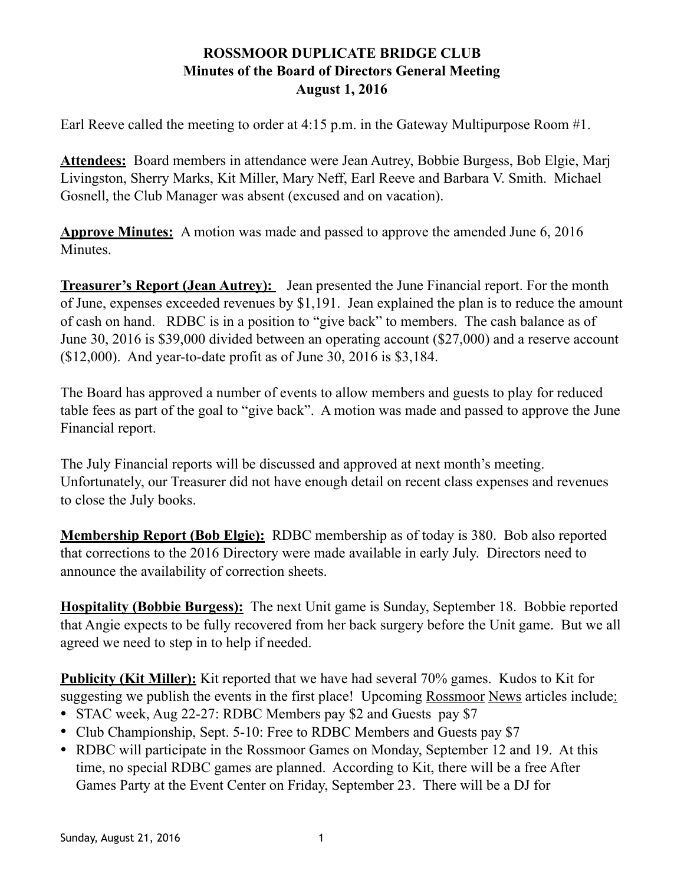# ROSSMOOR DUPLICATE BRIDGE CLUB
## Minutes of the Board of Directors General Meeting
## August 1, 2016

Earl Reeve called the meeting to order at 4:15 p.m. in the Gateway Multipurpose Room #1.

**Attendees:** Board members in attendance were Jean Autrey, Bobbie Burgess, Bob Elgie, Marj Livingston, Sherry Marks, Kit Miller, Mary Neff, Earl Reeve and Barbara V. Smith. Michael Gosnell, the Club Manager was absent (excused and on vacation).

**Approve Minutes:** A motion was made and passed to approve the amended June 6, 2016 Minutes.

**Treasurer's Report (Jean Autrey):** Jean presented the June Financial report. For the month of June, expenses exceeded revenues by $1,191. Jean explained the plan is to reduce the amount of cash on hand. RDBC is in a position to "give back" to members. The cash balance as of June 30, 2016 is $39,000 divided between an operating account ($27,000) and a reserve account ($12,000). And year-to-date profit as of June 30, 2016 is $3,184.

The Board has approved a number of events to allow members and guests to play for reduced table fees as part of the goal to "give back". A motion was made and passed to approve the June Financial report.

The July Financial reports will be discussed and approved at next month's meeting. Unfortunately, our Treasurer did not have enough detail on recent class expenses and revenues to close the July books.

**Membership Report (Bob Elgie):** RDBC membership as of today is 380. Bob also reported that corrections to the 2016 Directory were made available in early July. Directors need to announce the availability of correction sheets.

**Hospitality (Bobbie Burgess):** The next Unit game is Sunday, September 18. Bobbie reported that Angie expects to be fully recovered from her back surgery before the Unit game. But we all agreed we need to step in to help if needed.

**Publicity (Kit Miller):** Kit reported that we have had several 70% games. Kudos to Kit for suggesting we publish the events in the first place! Upcoming Rossmoor News articles include:

- STAC week, Aug 22-27: RDBC Members pay $2 and Guests pay $7
- Club Championship, Sept. 5-10: Free to RDBC Members and Guests pay $7
- RDBC will participate in the Rossmoor Games on Monday, September 12 and 19. At this time, no special RDBC games are planned. According to Kit, there will be a free After Games Party at the Event Center on Friday, September 23. There will be a DJ for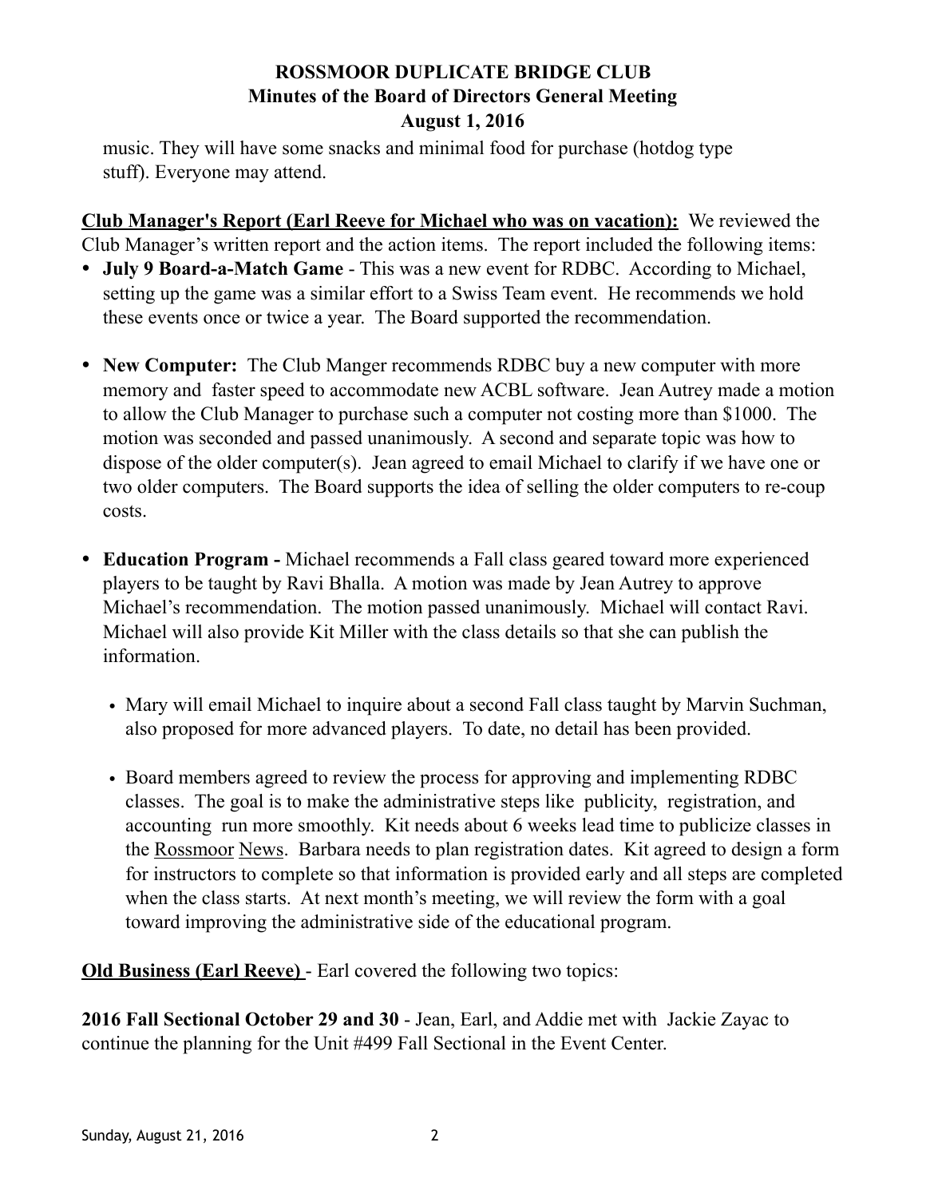music. They will have some snacks and minimal food for purchase (hotdog type stuff). Everyone may attend.

**Club Manager's Report (Earl Reeve for Michael who was on vacation):** We reviewed the Club Manager's written report and the action items. The report included the following items:

- **July 9 Board-a-Match Game** - This was a new event for RDBC. According to Michael, setting up the game was a similar effort to a Swiss Team event. He recommends we hold these events once or twice a year. The Board supported the recommendation.

- **New Computer:** The Club Manger recommends RDBC buy a new computer with more memory and faster speed to accommodate new ACBL software. Jean Autrey made a motion to allow the Club Manager to purchase such a computer not costing more than $1000. The motion was seconded and passed unanimously. A second and separate topic was how to dispose of the older computer(s). Jean agreed to email Michael to clarify if we have one or two older computers. The Board supports the idea of selling the older computers to re-coup costs.

- **Education Program -** Michael recommends a Fall class geared toward more experienced players to be taught by Ravi Bhalla. A motion was made by Jean Autrey to approve Michael's recommendation. The motion passed unanimously. Michael will contact Ravi. Michael will also provide Kit Miller with the class details so that she can publish the information.

  - Mary will email Michael to inquire about a second Fall class taught by Marvin Suchman, also proposed for more advanced players. To date, no detail has been provided.

  - Board members agreed to review the process for approving and implementing RDBC classes. The goal is to make the administrative steps like publicity, registration, and accounting run more smoothly. Kit needs about 6 weeks lead time to publicize classes in the Rossmoor News. Barbara needs to plan registration dates. Kit agreed to design a form for instructors to complete so that information is provided early and all steps are completed when the class starts. At next month's meeting, we will review the form with a goal toward improving the administrative side of the educational program.

**Old Business (Earl Reeve)** - Earl covered the following two topics:

**2016 Fall Sectional October 29 and 30** - Jean, Earl, and Addie met with Jackie Zayac to continue the planning for the Unit #499 Fall Sectional in the Event Center.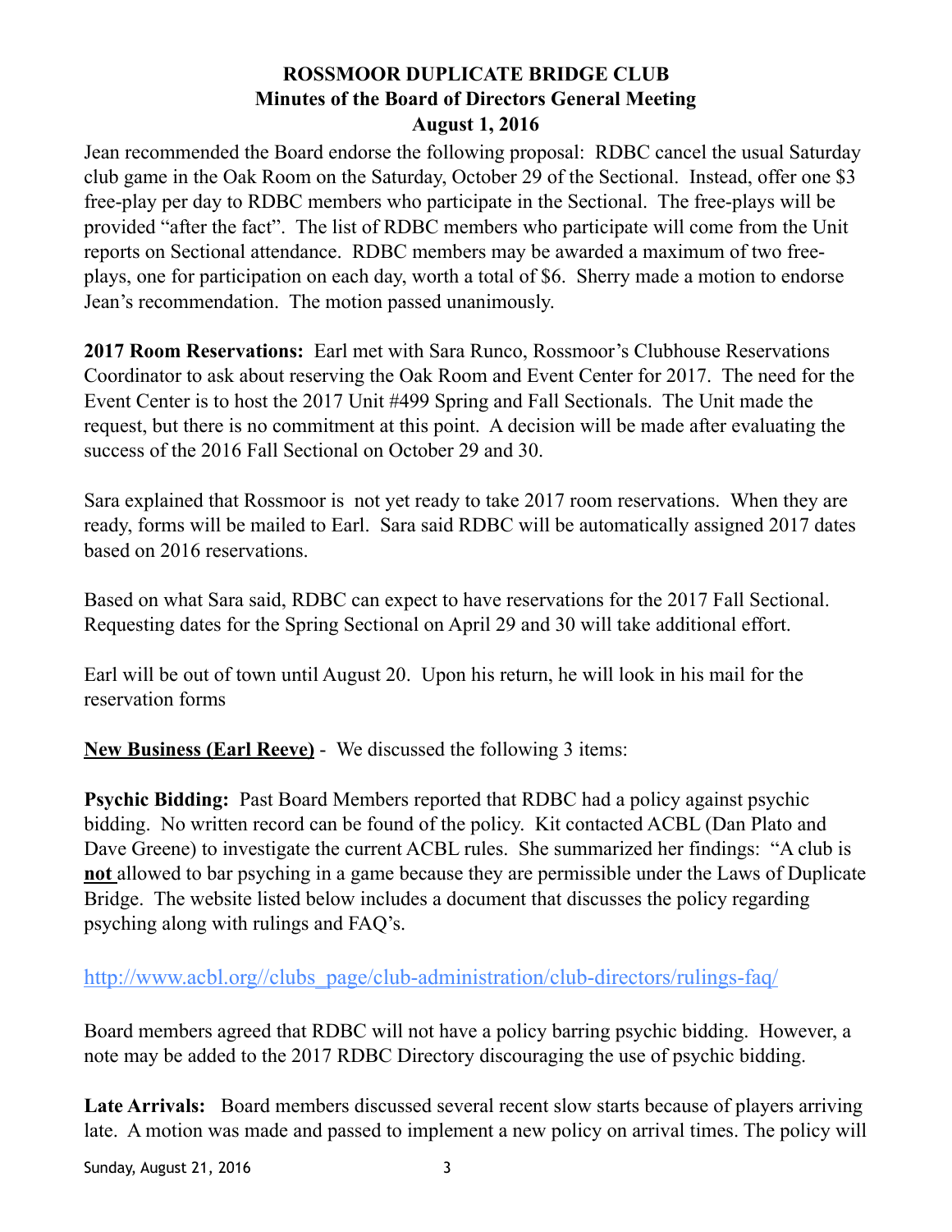**ROSSMOOR DUPLICATE BRIDGE CLUB**
**Minutes of the Board of Directors General Meeting**
**August 1, 2016**

Jean recommended the Board endorse the following proposal: RDBC cancel the usual Saturday club game in the Oak Room on the Saturday, October 29 of the Sectional. Instead, offer one $3 free-play per day to RDBC members who participate in the Sectional. The free-plays will be provided "after the fact". The list of RDBC members who participate will come from the Unit reports on Sectional attendance. RDBC members may be awarded a maximum of two free-plays, one for participation on each day, worth a total of $6. Sherry made a motion to endorse Jean's recommendation. The motion passed unanimously.

**2017 Room Reservations:** Earl met with Sara Runco, Rossmoor's Clubhouse Reservations Coordinator to ask about reserving the Oak Room and Event Center for 2017. The need for the Event Center is to host the 2017 Unit #499 Spring and Fall Sectionals. The Unit made the request, but there is no commitment at this point. A decision will be made after evaluating the success of the 2016 Fall Sectional on October 29 and 30.

Sara explained that Rossmoor is not yet ready to take 2017 room reservations. When they are ready, forms will be mailed to Earl. Sara said RDBC will be automatically assigned 2017 dates based on 2016 reservations.

Based on what Sara said, RDBC can expect to have reservations for the 2017 Fall Sectional. Requesting dates for the Spring Sectional on April 29 and 30 will take additional effort.

Earl will be out of town until August 20. Upon his return, he will look in his mail for the reservation forms

**New Business (Earl Reeve)** - We discussed the following 3 items:

**Psychic Bidding:** Past Board Members reported that RDBC had a policy against psychic bidding. No written record can be found of the policy. Kit contacted ACBL (Dan Plato and Dave Greene) to investigate the current ACBL rules. She summarized her findings: "A club is **not** allowed to bar psyching in a game because they are permissible under the Laws of Duplicate Bridge. The website listed below includes a document that discusses the policy regarding psyching along with rulings and FAQ's.

http://www.acbl.org//clubs_page/club-administration/club-directors/rulings-faq/

Board members agreed that RDBC will not have a policy barring psychic bidding. However, a note may be added to the 2017 RDBC Directory discouraging the use of psychic bidding.

**Late Arrivals:** Board members discussed several recent slow starts because of players arriving late. A motion was made and passed to implement a new policy on arrival times. The policy will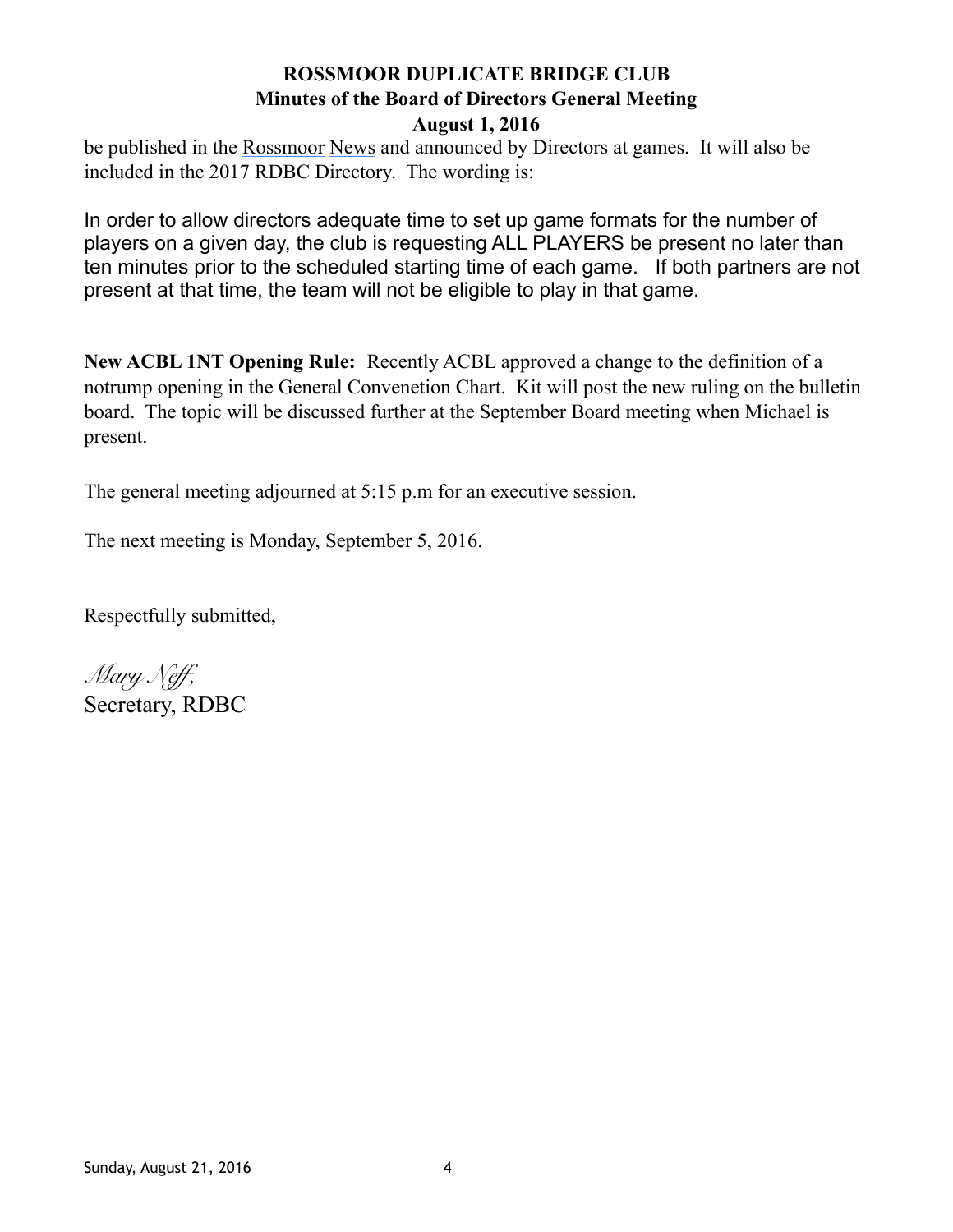be published in the Rossmoor News and announced by Directors at games. It will also be included in the 2017 RDBC Directory. The wording is:

In order to allow directors adequate time to set up game formats for the number of players on a given day, the club is requesting ALL PLAYERS be present no later than ten minutes prior to the scheduled starting time of each game. If both partners are not present at that time, the team will not be eligible to play in that game.

**New ACBL 1NT Opening Rule:** Recently ACBL approved a change to the definition of a notrump opening in the General Convenetion Chart. Kit will post the new ruling on the bulletin board. The topic will be discussed further at the September Board meeting when Michael is present.

The general meeting adjourned at 5:15 p.m for an executive session.

The next meeting is Monday, September 5, 2016.

Respectfully submitted,

*Mary Neff,*
Secretary, RDBC

Sunday, August 21, 2016